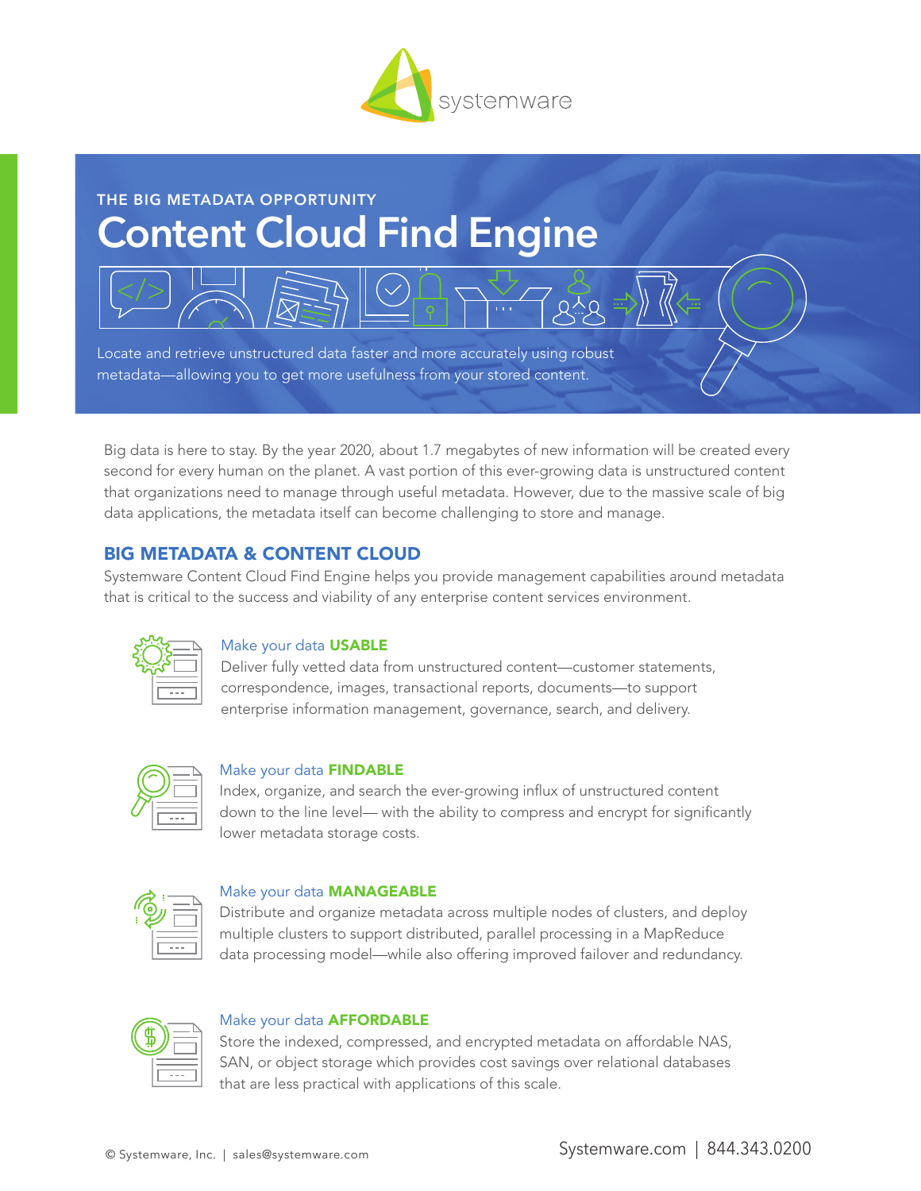THE BIG METADATA OPPORTUNITY

# Content Cloud Find Engine

Locate and retrieve unstructured data faster and more accurately using robust metadata—allowing you to get more usefulness from your stored content.

Big data is here to stay. By the year 2020, about 1.7 megabytes of new information will be created every second for every human on the planet. A vast portion of this ever-growing data is unstructured content that organizations need to manage through useful metadata. However, due to the massive scale of big data applications, the metadata itself can become challenging to store and manage.

## BIG METADATA & CONTENT CLOUD

Systemware Content Cloud Find Engine helps you provide management capabilities around metadata that is critical to the success and viability of any enterprise content services environment.

### Make your data **USABLE**

Deliver fully vetted data from unstructured content—customer statements, correspondence, images, transactional reports, documents—to support enterprise information management, governance, search, and delivery.

### Make your data **FINDABLE**

Index, organize, and search the ever-growing influx of unstructured content down to the line level— with the ability to compress and encrypt for significantly lower metadata storage costs.

### Make your data **MANAGEABLE**

Distribute and organize metadata across multiple nodes of clusters, and deploy multiple clusters to support distributed, parallel processing in a MapReduce data processing model—while also offering improved failover and redundancy.

### Make your data **AFFORDABLE**

Store the indexed, compressed, and encrypted metadata on affordable NAS, SAN, or object storage which provides cost savings over relational databases that are less practical with applications of this scale.

© Systemware, Inc. | sales@systemware.com

Systemware.com | 844.343.0200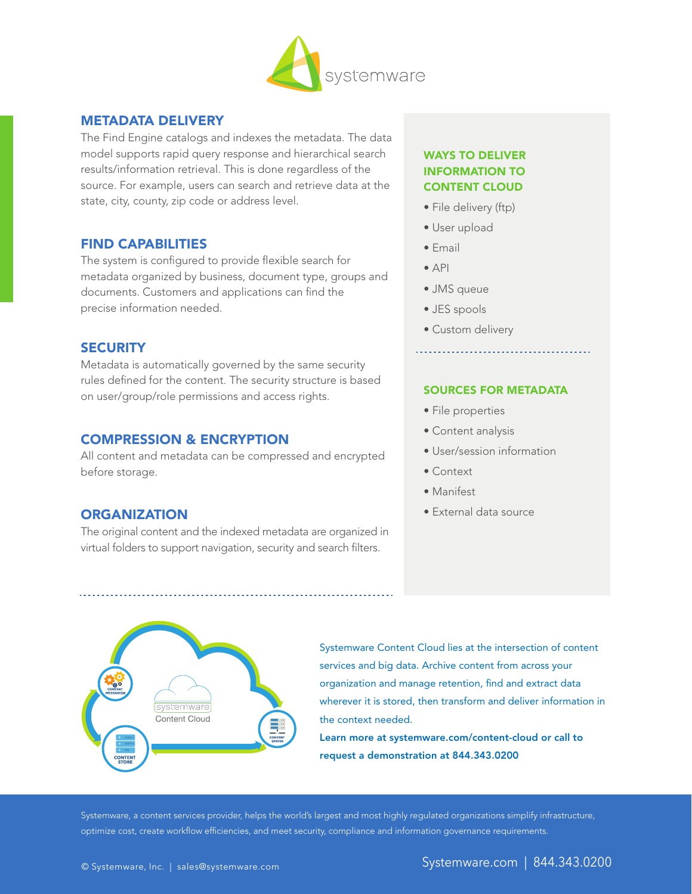systemware

## METADATA DELIVERY

The Find Engine catalogs and indexes the metadata. The data model supports rapid query response and hierarchical search results/information retrieval. This is done regardless of the source. For example, users can search and retrieve data at the state, city, county, zip code or address level.

## FIND CAPABILITIES

The system is configured to provide flexible search for metadata organized by business, document type, groups and documents. Customers and applications can find the precise information needed.

## SECURITY

Metadata is automatically governed by the same security rules defined for the content. The security structure is based on user/group/role permissions and access rights.

## COMPRESSION & ENCRYPTION

All content and metadata can be compressed and encrypted before storage.

## ORGANIZATION

The original content and the indexed metadata are organized in virtual folders to support navigation, security and search filters.

## WAYS TO DELIVER INFORMATION TO CONTENT CLOUD

- File delivery (ftp)
- User upload
- Email
- API
- JMS queue
- JES spools
- Custom delivery

## SOURCES FOR METADATA

- File properties
- Content analysis
- User/session information
- Context
- Manifest
- External data source

CONTENT INTEGRATOR

systemware Content Cloud

CONTENT SERVER

CONTENT STORE

Systemware Content Cloud lies at the intersection of content services and big data. Archive content from across your organization and manage retention, find and extract data wherever it is stored, then transform and deliver information in the context needed.

**Learn more at systemware.com/content-cloud or call to request a demonstration at 844.343.0200**

Systemware, a content services provider, helps the world's largest and most highly regulated organizations simplify infrastructure, optimize cost, create workflow efficiencies, and meet security, compliance and information governance requirements.

© Systemware, Inc. | sales@systemware.com

Systemware.com | 844.343.0200